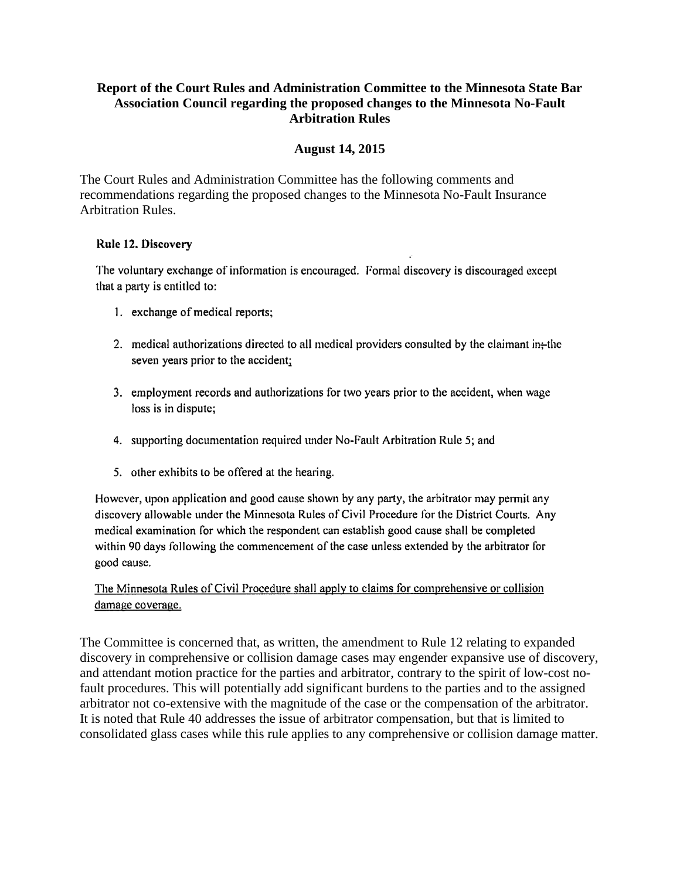**Report of the Court Rules and Administration Committee to the Minnesota State Bar Association Council regarding the proposed changes to the Minnesota No-Fault Arbitration Rules**

**August 14, 2015**

The Court Rules and Administration Committee has the following comments and recommendations regarding the proposed changes to the Minnesota No-Fault Insurance Arbitration Rules.

**Rule 12. Discovery**

The voluntary exchange of information is encouraged. Formal discovery is discouraged except that a party is entitled to:

1. exchange of medical reports;
2. medical authorizations directed to all medical providers consulted by the claimant in ~~;~~ the seven years prior to the accident;
3. employment records and authorizations for two years prior to the accident, when wage loss is in dispute;
4. supporting documentation required under No-Fault Arbitration Rule 5; and
5. other exhibits to be offered at the hearing.

However, upon application and good cause shown by any party, the arbitrator may permit any discovery allowable under the Minnesota Rules of Civil Procedure for the District Courts. Any medical examination for which the respondent can establish good cause shall be completed within 90 days following the commencement of the case unless extended by the arbitrator for good cause.

<u>The Minnesota Rules of Civil Procedure shall apply to claims for comprehensive or collision damage coverage.</u>

The Committee is concerned that, as written, the amendment to Rule 12 relating to expanded discovery in comprehensive or collision damage cases may engender expansive use of discovery, and attendant motion practice for the parties and arbitrator, contrary to the spirit of low-cost no-fault procedures. This will potentially add significant burdens to the parties and to the assigned arbitrator not co-extensive with the magnitude of the case or the compensation of the arbitrator. It is noted that Rule 40 addresses the issue of arbitrator compensation, but that is limited to consolidated glass cases while this rule applies to any comprehensive or collision damage matter.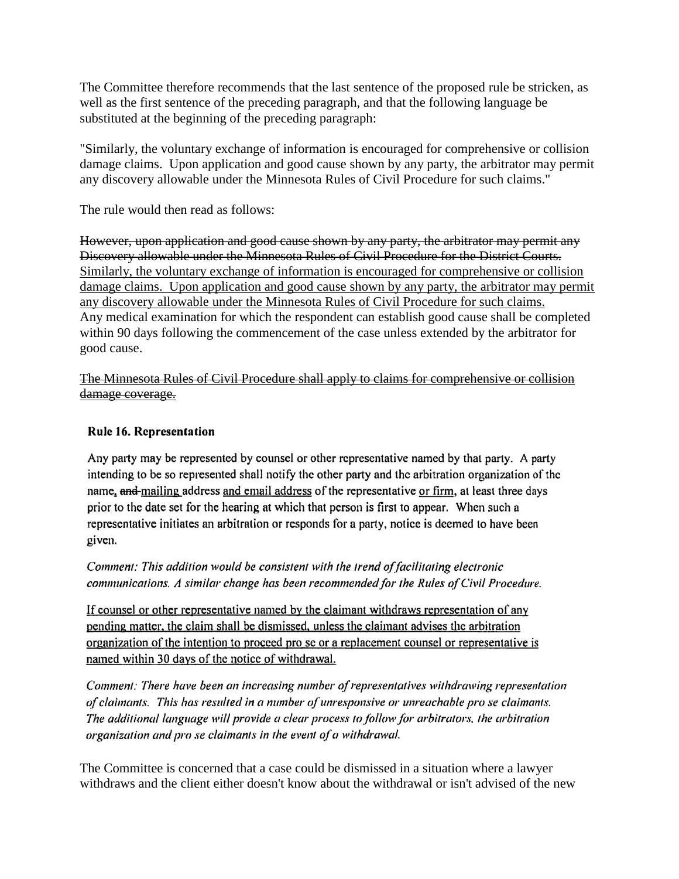The Committee therefore recommends that the last sentence of the proposed rule be stricken, as well as the first sentence of the preceding paragraph, and that the following language be substituted at the beginning of the preceding paragraph:

"Similarly, the voluntary exchange of information is encouraged for comprehensive or collision damage claims. Upon application and good cause shown by any party, the arbitrator may permit any discovery allowable under the Minnesota Rules of Civil Procedure for such claims."

The rule would then read as follows:

~~However, upon application and good cause shown by any party, the arbitrator may permit any Discovery allowable under the Minnesota Rules of Civil Procedure for the District Courts.~~ <u>Similarly, the voluntary exchange of information is encouraged for comprehensive or collision damage claims. Upon application and good cause shown by any party, the arbitrator may permit any discovery allowable under the Minnesota Rules of Civil Procedure for such claims.</u> Any medical examination for which the respondent can establish good cause shall be completed within 90 days following the commencement of the case unless extended by the arbitrator for good cause.

~~The Minnesota Rules of Civil Procedure shall apply to claims for comprehensive or collision damage coverage.~~

**Rule 16. Representation**

Any party may be represented by counsel or other representative named by that party. A party intending to be so represented shall notify the other party and the arbitration organization of the name, ~~and~~ <u>mailing</u> address <u>and email address</u> of the representative <u>or firm</u>, at least three days prior to the date set for the hearing at which that person is first to appear. When such a representative initiates an arbitration or responds for a party, notice is deemed to have been given.

*Comment: This addition would be consistent with the trend of facilitating electronic communications. A similar change has been recommended for the Rules of Civil Procedure.*

<u>If counsel or other representative named by the claimant withdraws representation of any pending matter, the claim shall be dismissed, unless the claimant advises the arbitration organization of the intention to proceed pro se or a replacement counsel or representative is named within 30 days of the notice of withdrawal.</u>

*Comment: There have been an increasing number of representatives withdrawing representation of claimants. This has resulted in a number of unresponsive or unreachable pro se claimants. The additional language will provide a clear process to follow for arbitrators, the arbitration organization and pro se claimants in the event of a withdrawal.*

The Committee is concerned that a case could be dismissed in a situation where a lawyer withdraws and the client either doesn't know about the withdrawal or isn't advised of the new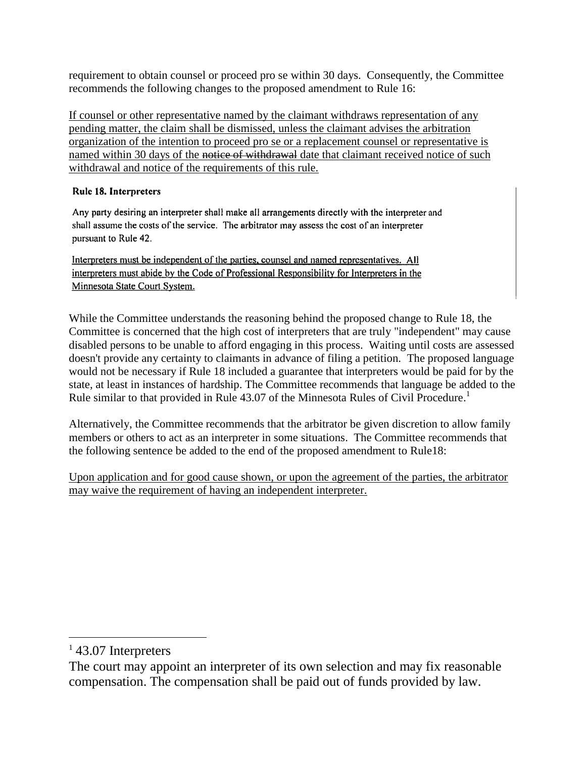requirement to obtain counsel or proceed pro se within 30 days. Consequently, the Committee recommends the following changes to the proposed amendment to Rule 16:

<u>If counsel or other representative named by the claimant withdraws representation of any pending matter, the claim shall be dismissed, unless the claimant advises the arbitration organization of the intention to proceed pro se or a replacement counsel or representative is named within 30 days of the ~~notice of withdrawal~~ date that claimant received notice of such withdrawal and notice of the requirements of this rule.</u>

**Rule 18. Interpreters**

Any party desiring an interpreter shall make all arrangements directly with the interpreter and shall assume the costs of the service. The arbitrator may assess the cost of an interpreter pursuant to Rule 42.

<u>Interpreters must be independent of the parties, counsel and named representatives. All interpreters must abide by the Code of Professional Responsibility for Interpreters in the Minnesota State Court System.</u>

While the Committee understands the reasoning behind the proposed change to Rule 18, the Committee is concerned that the high cost of interpreters that are truly "independent" may cause disabled persons to be unable to afford engaging in this process. Waiting until costs are assessed doesn't provide any certainty to claimants in advance of filing a petition. The proposed language would not be necessary if Rule 18 included a guarantee that interpreters would be paid for by the state, at least in instances of hardship. The Committee recommends that language be added to the Rule similar to that provided in Rule 43.07 of the Minnesota Rules of Civil Procedure.[1]

Alternatively, the Committee recommends that the arbitrator be given discretion to allow family members or others to act as an interpreter in some situations. The Committee recommends that the following sentence be added to the end of the proposed amendment to Rule18:

<u>Upon application and for good cause shown, or upon the agreement of the parties, the arbitrator may waive the requirement of having an independent interpreter.</u>

---

[1] 43.07 Interpreters

The court may appoint an interpreter of its own selection and may fix reasonable compensation. The compensation shall be paid out of funds provided by law.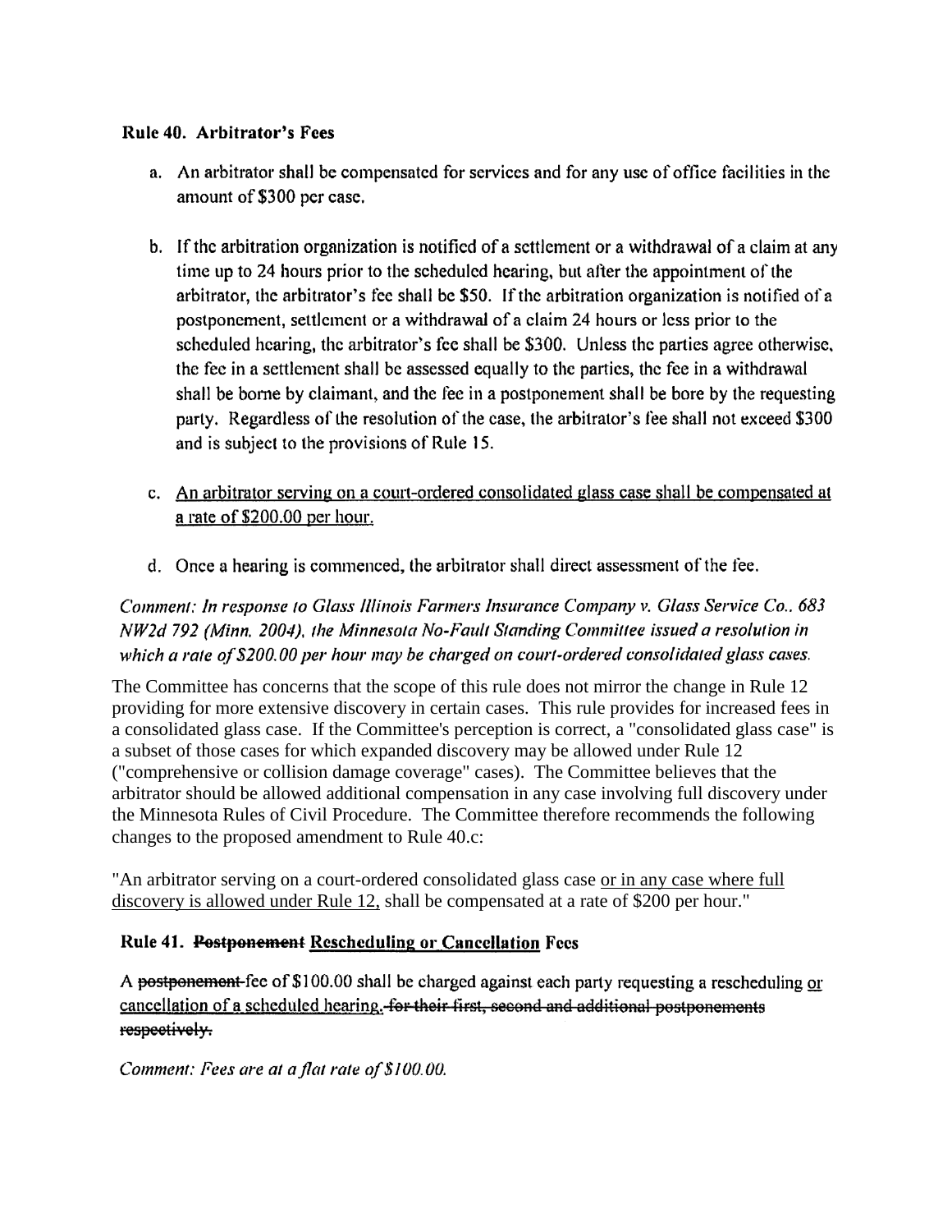### Rule 40. Arbitrator's Fees

a. An arbitrator shall be compensated for services and for any use of office facilities in the amount of $300 per case.

b. If the arbitration organization is notified of a settlement or a withdrawal of a claim at any time up to 24 hours prior to the scheduled hearing, but after the appointment of the arbitrator, the arbitrator's fee shall be $50. If the arbitration organization is notified of a postponement, settlement or a withdrawal of a claim 24 hours or less prior to the scheduled hearing, the arbitrator's fee shall be $300. Unless the parties agree otherwise, the fee in a settlement shall be assessed equally to the parties, the fee in a withdrawal shall be borne by claimant, and the fee in a postponement shall be bore by the requesting party. Regardless of the resolution of the case, the arbitrator's fee shall not exceed $300 and is subject to the provisions of Rule 15.

c. <u>An arbitrator serving on a court-ordered consolidated glass case shall be compensated at a rate of $200.00 per hour.</u>

d. Once a hearing is commenced, the arbitrator shall direct assessment of the fee.

*Comment: In response to Glass Illinois Farmers Insurance Company v. Glass Service Co., 683 NW2d 792 (Minn. 2004), the Minnesota No-Fault Standing Committee issued a resolution in which a rate of $200.00 per hour may be charged on court-ordered consolidated glass cases.*

The Committee has concerns that the scope of this rule does not mirror the change in Rule 12 providing for more extensive discovery in certain cases. This rule provides for increased fees in a consolidated glass case. If the Committee's perception is correct, a "consolidated glass case" is a subset of those cases for which expanded discovery may be allowed under Rule 12 ("comprehensive or collision damage coverage" cases). The Committee believes that the arbitrator should be allowed additional compensation in any case involving full discovery under the Minnesota Rules of Civil Procedure. The Committee therefore recommends the following changes to the proposed amendment to Rule 40.c:

"An arbitrator serving on a court-ordered consolidated glass case <u>or in any case where full discovery is allowed under Rule 12,</u> shall be compensated at a rate of $200 per hour."

### Rule 41. ~~Postponement~~ <u>Rescheduling or Cancellation</u> Fees

A ~~postponement~~ fee of $100.00 shall be charged against each party requesting a rescheduling <u>or cancellation of a scheduled hearing.</u> ~~for their first, second and additional postponements respectively.~~

*Comment: Fees are at a flat rate of $100.00.*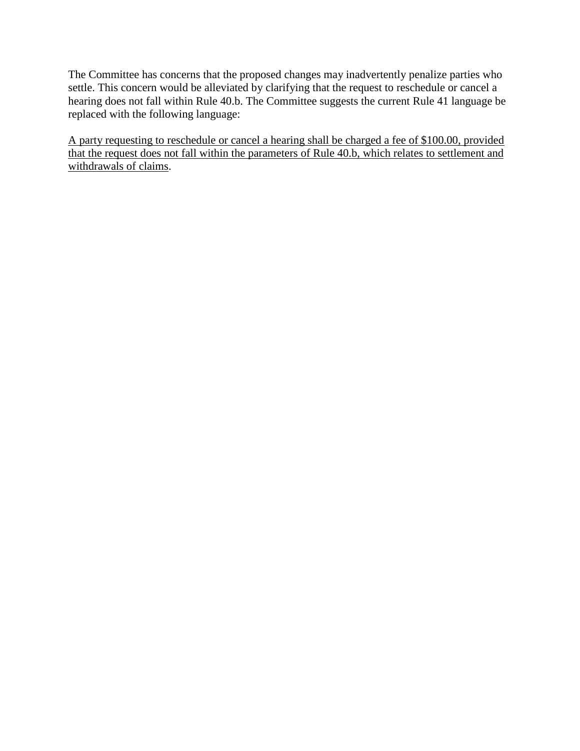The Committee has concerns that the proposed changes may inadvertently penalize parties who settle. This concern would be alleviated by clarifying that the request to reschedule or cancel a hearing does not fall within Rule 40.b. The Committee suggests the current Rule 41 language be replaced with the following language:

<u>A party requesting to reschedule or cancel a hearing shall be charged a fee of $100.00, provided that the request does not fall within the parameters of Rule 40.b, which relates to settlement and withdrawals of claims</u>.